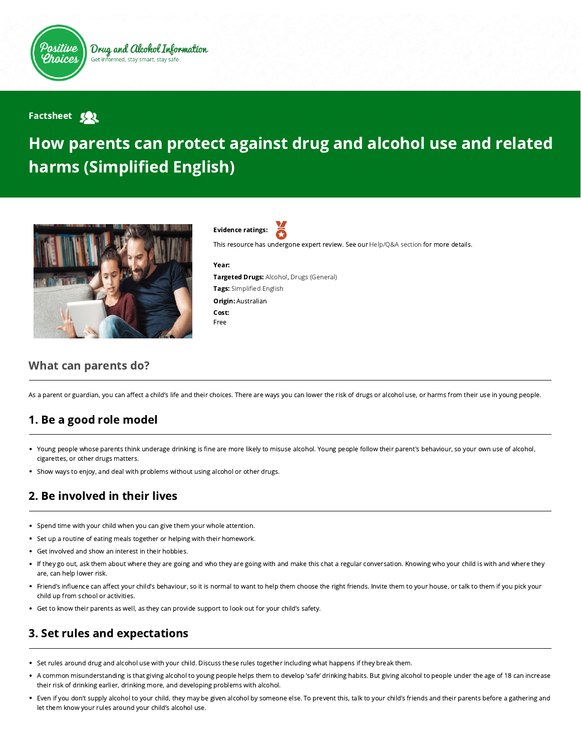Positive Choices

Drug and Alcohol Information

Get informed, stay smart, stay safe

Factsheet

# How parents can protect against drug and alcohol use and related harms (Simplified English)

**Evidence ratings:**

This resource has undergone expert review. See our Help/Q&A section for more details.

**Year:**

**Targeted Drugs:** Alcohol, Drugs (General)

**Tags:** Simplified English

**Origin:** Australian

**Cost:**

Free

## What can parents do?

As a parent or guardian, you can affect a child's life and their choices. There are ways you can lower the risk of drugs or alcohol use, or harms from their use in young people.

## 1. Be a good role model

- Young people whose parents think underage drinking is fine are more likely to misuse alcohol. Young people follow their parent's behaviour, so your own use of alcohol, cigarettes, or other drugs matters.
- Show ways to enjoy, and deal with problems without using alcohol or other drugs.

## 2. Be involved in their lives

- Spend time with your child when you can give them your whole attention.
- Set up a routine of eating meals together or helping with their homework.
- Get involved and show an interest in their hobbies.
- If they go out, ask them about where they are going and who they are going with and make this chat a regular conversation. Knowing who your child is with and where they are, can help lower risk.
- Friend's influence can affect your child's behaviour, so it is normal to want to help them choose the right friends. Invite them to your house, or talk to them if you pick your child up from school or activities.
- Get to know their parents as well, as they can provide support to look out for your child's safety.

## 3. Set rules and expectations

- Set rules around drug and alcohol use with your child. Discuss these rules together including what happens if they break them.
- A common misunderstanding is that giving alcohol to young people helps them to develop 'safe' drinking habits. But giving alcohol to people under the age of 18 can increase their risk of drinking earlier, drinking more, and developing problems with alcohol.
- Even if you don't supply alcohol to your child, they may be given alcohol by someone else. To prevent this, talk to your child's friends and their parents before a gathering and let them know your rules around your child's alcohol use.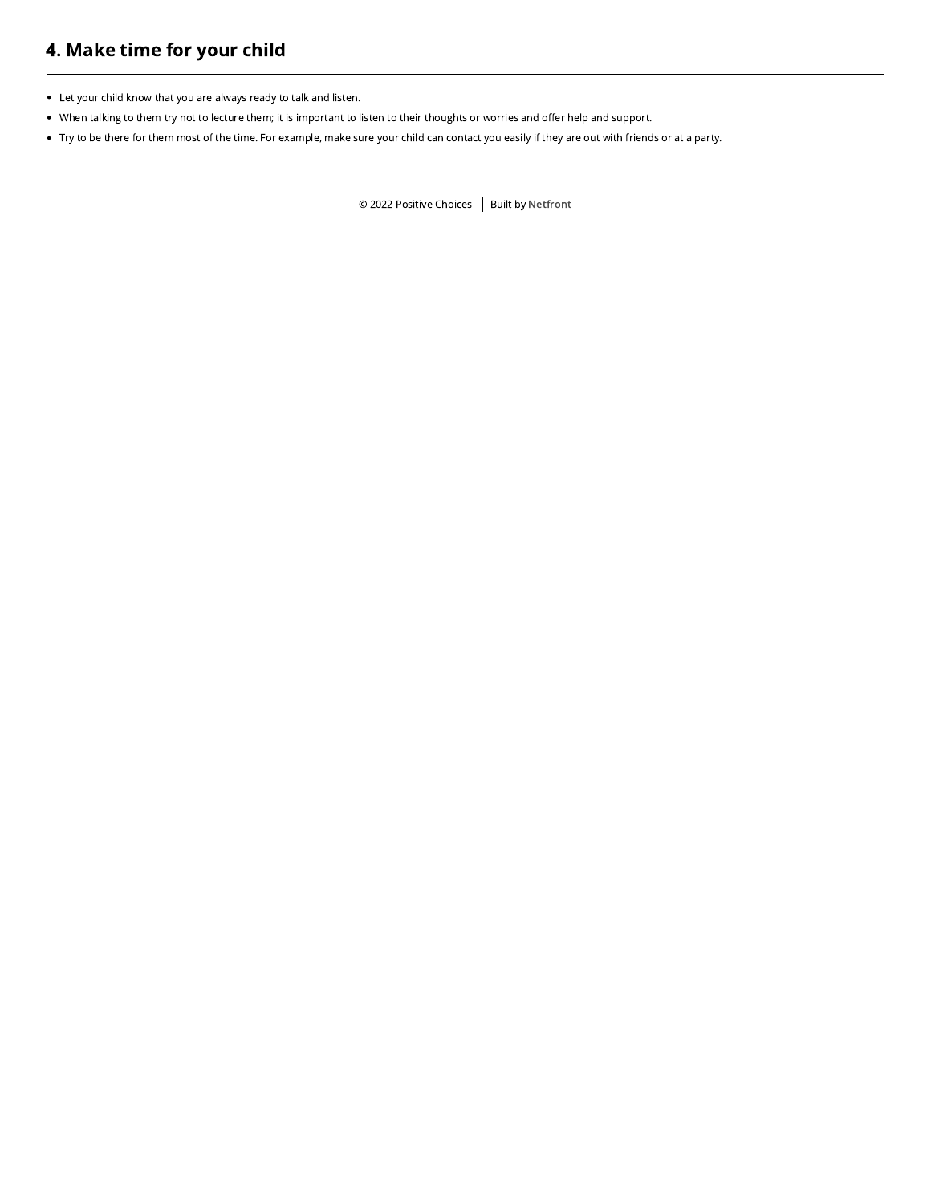## 4. Make time for your child

- Let your child know that you are always ready to talk and listen.
- When talking to them try not to lecture them; it is important to listen to their thoughts or worries and offer help and support.
- Try to be there for them most of the time. For example, make sure your child can contact you easily if they are out with friends or at a party.